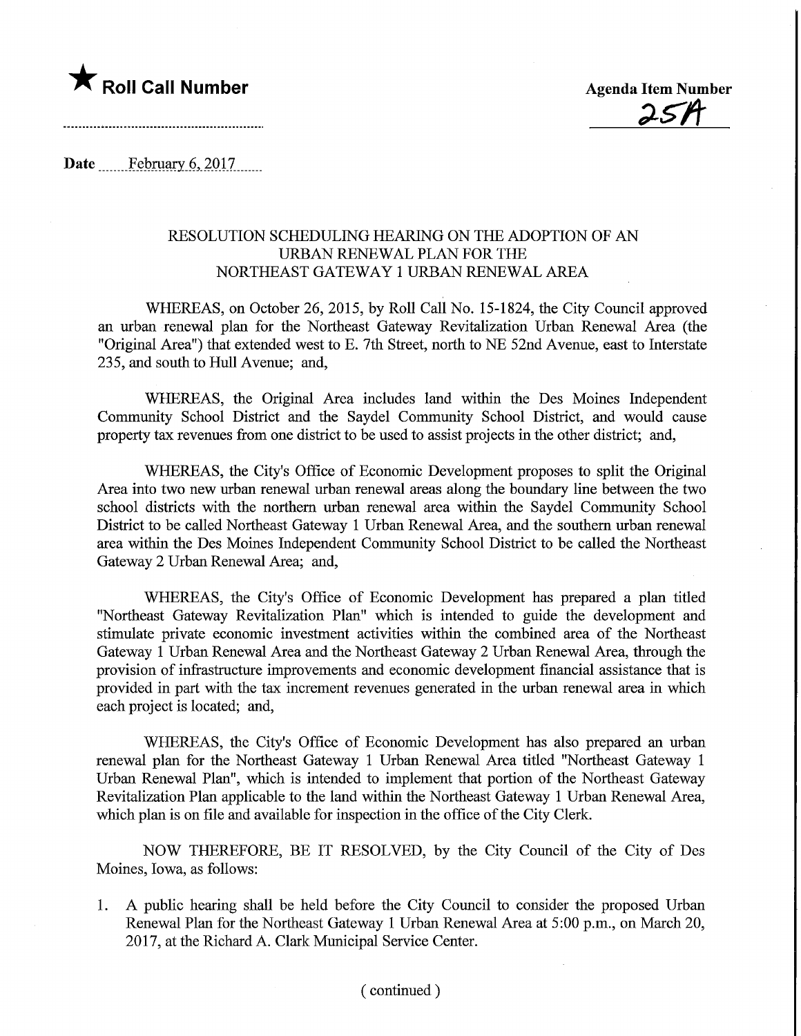★ **Roll Call Number**

Agenda Item Number

25A

Date February 6, 2017

RESOLUTION SCHEDULING HEARING ON THE ADOPTION OF AN URBAN RENEWAL PLAN FOR THE NORTHEAST GATEWAY 1 URBAN RENEWAL AREA

WHEREAS, on October 26, 2015, by Roll Call No. 15-1824, the City Council approved an urban renewal plan for the Northeast Gateway Revitalization Urban Renewal Area (the "Original Area") that extended west to E. 7th Street, north to NE 52nd Avenue, east to Interstate 235, and south to Hull Avenue; and,

WHEREAS, the Original Area includes land within the Des Moines Independent Community School District and the Saydel Community School District, and would cause property tax revenues from one district to be used to assist projects in the other district; and,

WHEREAS, the City's Office of Economic Development proposes to split the Original Area into two new urban renewal urban renewal areas along the boundary line between the two school districts with the northern urban renewal area within the Saydel Community School District to be called Northeast Gateway 1 Urban Renewal Area, and the southern urban renewal area within the Des Moines Independent Community School District to be called the Northeast Gateway 2 Urban Renewal Area; and,

WHEREAS, the City's Office of Economic Development has prepared a plan titled "Northeast Gateway Revitalization Plan" which is intended to guide the development and stimulate private economic investment activities within the combined area of the Northeast Gateway 1 Urban Renewal Area and the Northeast Gateway 2 Urban Renewal Area, through the provision of infrastructure improvements and economic development financial assistance that is provided in part with the tax increment revenues generated in the urban renewal area in which each project is located; and,

WHEREAS, the City's Office of Economic Development has also prepared an urban renewal plan for the Northeast Gateway 1 Urban Renewal Area titled "Northeast Gateway 1 Urban Renewal Plan", which is intended to implement that portion of the Northeast Gateway Revitalization Plan applicable to the land within the Northeast Gateway 1 Urban Renewal Area, which plan is on file and available for inspection in the office of the City Clerk.

NOW THEREFORE, BE IT RESOLVED, by the City Council of the City of Des Moines, Iowa, as follows:

1. A public hearing shall be held before the City Council to consider the proposed Urban Renewal Plan for the Northeast Gateway 1 Urban Renewal Area at 5:00 p.m., on March 20, 2017, at the Richard A. Clark Municipal Service Center.

( continued )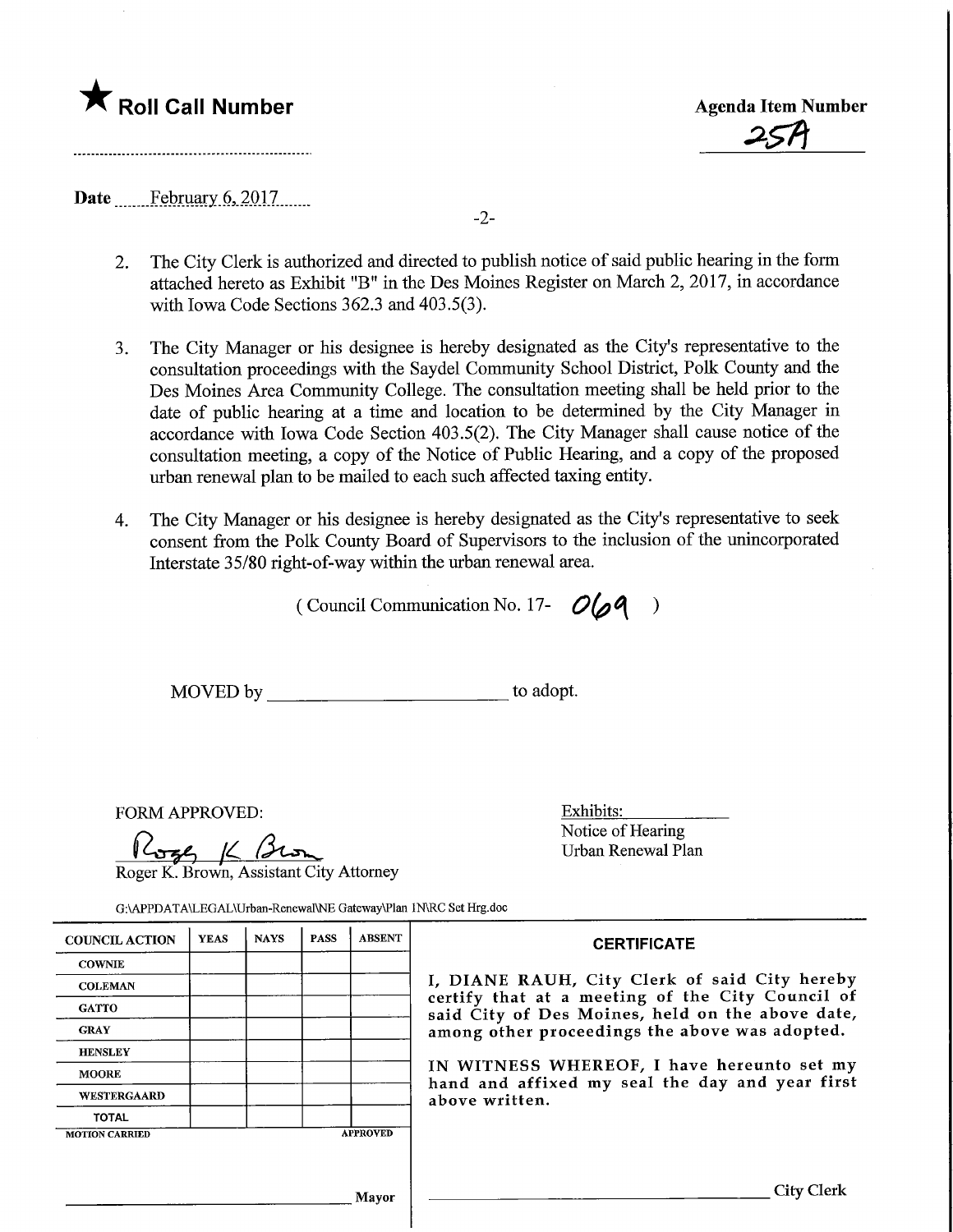★ **Roll Call Number**

**Agenda Item Number**
25A

**Date** February 6, 2017

2. The City Clerk is authorized and directed to publish notice of said public hearing in the form attached hereto as Exhibit "B" in the Des Moines Register on March 2, 2017, in accordance with Iowa Code Sections 362.3 and 403.5(3).

3. The City Manager or his designee is hereby designated as the City's representative to the consultation proceedings with the Saydel Community School District, Polk County and the Des Moines Area Community College. The consultation meeting shall be held prior to the date of public hearing at a time and location to be determined by the City Manager in accordance with Iowa Code Section 403.5(2). The City Manager shall cause notice of the consultation meeting, a copy of the Notice of Public Hearing, and a copy of the proposed urban renewal plan to be mailed to each such affected taxing entity.

4. The City Manager or his designee is hereby designated as the City's representative to seek consent from the Polk County Board of Supervisors to the inclusion of the unincorporated Interstate 35/80 right-of-way within the urban renewal area.

( Council Communication No. 17- 069 )

MOVED by ________________________ to adopt.

FORM APPROVED:

Roger K. Brown, Assistant City Attorney

Exhibits:
Notice of Hearing
Urban Renewal Plan

G:\APPDATA\LEGAL\Urban-Renewal\NE Gateway\Plan 1N\RC Set Hrg.doc

| COUNCIL ACTION | YEAS | NAYS | PASS | ABSENT |
|---|---|---|---|---|
| COWNIE | | | | |
| COLEMAN | | | | |
| GATTO | | | | |
| GRAY | | | | |
| HENSLEY | | | | |
| MOORE | | | | |
| WESTERGAARD | | | | |
| TOTAL | | | | |
| MOTION CARRIED | | | | APPROVED |

________________________ Mayor

**CERTIFICATE**

I, DIANE RAUH, City Clerk of said City hereby certify that at a meeting of the City Council of said City of Des Moines, held on the above date, among other proceedings the above was adopted.

IN WITNESS WHEREOF, I have hereunto set my hand and affixed my seal the day and year first above written.

________________________ City Clerk